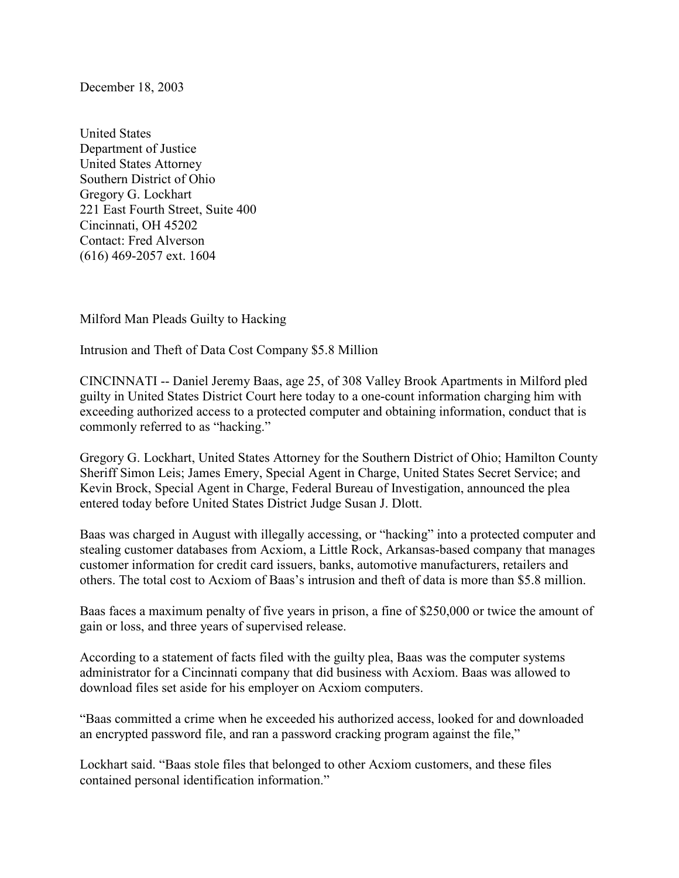December 18, 2003

United States
Department of Justice
United States Attorney
Southern District of Ohio
Gregory G. Lockhart
221 East Fourth Street, Suite 400
Cincinnati, OH 45202
Contact: Fred Alverson
(616) 469-2057 ext. 1604

# Milford Man Pleads Guilty to Hacking

## Intrusion and Theft of Data Cost Company $5.8 Million

CINCINNATI -- Daniel Jeremy Baas, age 25, of 308 Valley Brook Apartments in Milford pled guilty in United States District Court here today to a one-count information charging him with exceeding authorized access to a protected computer and obtaining information, conduct that is commonly referred to as "hacking."

Gregory G. Lockhart, United States Attorney for the Southern District of Ohio; Hamilton County Sheriff Simon Leis; James Emery, Special Agent in Charge, United States Secret Service; and Kevin Brock, Special Agent in Charge, Federal Bureau of Investigation, announced the plea entered today before United States District Judge Susan J. Dlott.

Baas was charged in August with illegally accessing, or "hacking" into a protected computer and stealing customer databases from Acxiom, a Little Rock, Arkansas-based company that manages customer information for credit card issuers, banks, automotive manufacturers, retailers and others. The total cost to Acxiom of Baas's intrusion and theft of data is more than $5.8 million.

Baas faces a maximum penalty of five years in prison, a fine of $250,000 or twice the amount of gain or loss, and three years of supervised release.

According to a statement of facts filed with the guilty plea, Baas was the computer systems administrator for a Cincinnati company that did business with Acxiom. Baas was allowed to download files set aside for his employer on Acxiom computers.

"Baas committed a crime when he exceeded his authorized access, looked for and downloaded an encrypted password file, and ran a password cracking program against the file,"

Lockhart said. "Baas stole files that belonged to other Acxiom customers, and these files contained personal identification information."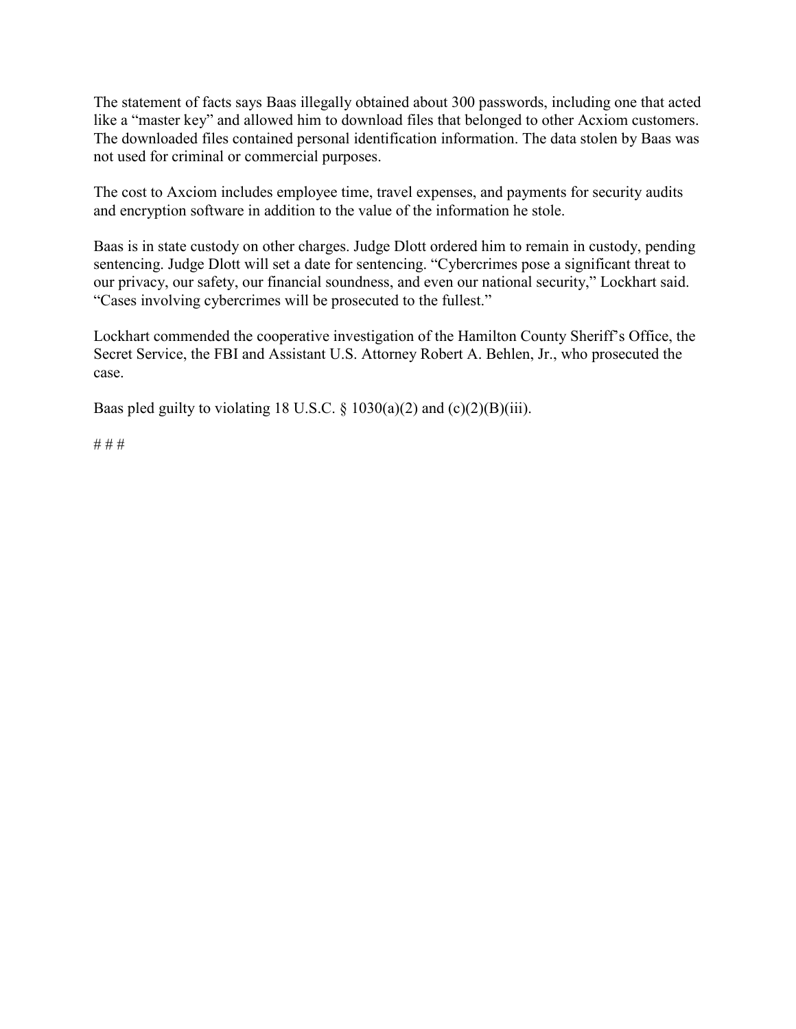The statement of facts says Baas illegally obtained about 300 passwords, including one that acted like a "master key" and allowed him to download files that belonged to other Acxiom customers. The downloaded files contained personal identification information. The data stolen by Baas was not used for criminal or commercial purposes.

The cost to Axciom includes employee time, travel expenses, and payments for security audits and encryption software in addition to the value of the information he stole.

Baas is in state custody on other charges. Judge Dlott ordered him to remain in custody, pending sentencing. Judge Dlott will set a date for sentencing. "Cybercrimes pose a significant threat to our privacy, our safety, our financial soundness, and even our national security," Lockhart said. "Cases involving cybercrimes will be prosecuted to the fullest."

Lockhart commended the cooperative investigation of the Hamilton County Sheriff's Office, the Secret Service, the FBI and Assistant U.S. Attorney Robert A. Behlen, Jr., who prosecuted the case.

Baas pled guilty to violating 18 U.S.C. § 1030(a)(2) and (c)(2)(B)(iii).

# # #